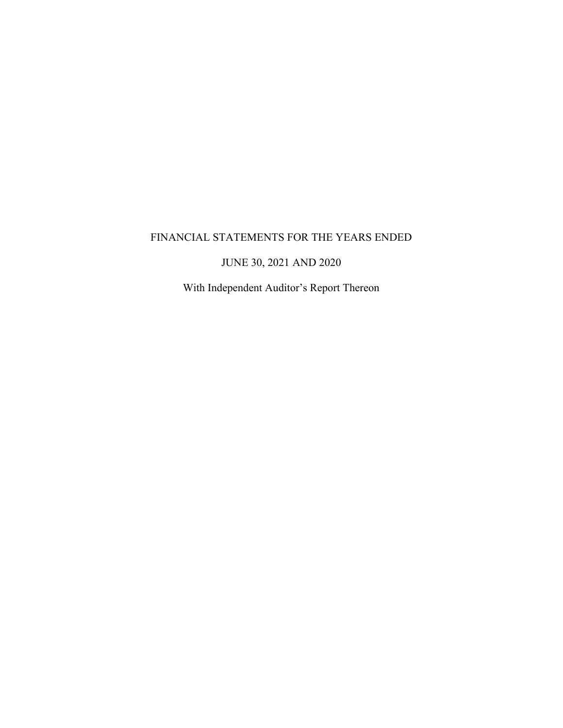FINANCIAL STATEMENTS FOR THE YEARS ENDED

JUNE 30, 2021 AND 2020

With Independent Auditor's Report Thereon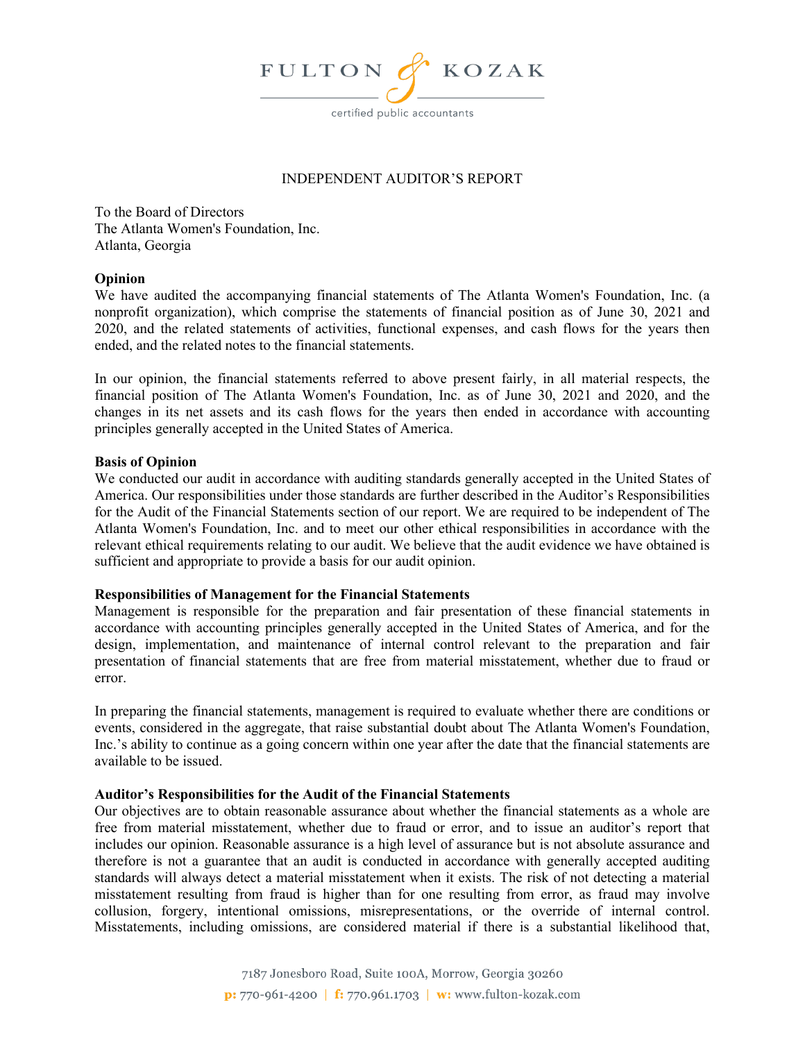FULTON & KOZAK

certified public accountants

INDEPENDENT AUDITOR'S REPORT

To the Board of Directors
The Atlanta Women's Foundation, Inc.
Atlanta, Georgia

**Opinion**

We have audited the accompanying financial statements of The Atlanta Women's Foundation, Inc. (a nonprofit organization), which comprise the statements of financial position as of June 30, 2021 and 2020, and the related statements of activities, functional expenses, and cash flows for the years then ended, and the related notes to the financial statements.

In our opinion, the financial statements referred to above present fairly, in all material respects, the financial position of The Atlanta Women's Foundation, Inc. as of June 30, 2021 and 2020, and the changes in its net assets and its cash flows for the years then ended in accordance with accounting principles generally accepted in the United States of America.

**Basis of Opinion**

We conducted our audit in accordance with auditing standards generally accepted in the United States of America. Our responsibilities under those standards are further described in the Auditor's Responsibilities for the Audit of the Financial Statements section of our report. We are required to be independent of The Atlanta Women's Foundation, Inc. and to meet our other ethical responsibilities in accordance with the relevant ethical requirements relating to our audit. We believe that the audit evidence we have obtained is sufficient and appropriate to provide a basis for our audit opinion.

**Responsibilities of Management for the Financial Statements**

Management is responsible for the preparation and fair presentation of these financial statements in accordance with accounting principles generally accepted in the United States of America, and for the design, implementation, and maintenance of internal control relevant to the preparation and fair presentation of financial statements that are free from material misstatement, whether due to fraud or error.

In preparing the financial statements, management is required to evaluate whether there are conditions or events, considered in the aggregate, that raise substantial doubt about The Atlanta Women's Foundation, Inc.'s ability to continue as a going concern within one year after the date that the financial statements are available to be issued.

**Auditor's Responsibilities for the Audit of the Financial Statements**

Our objectives are to obtain reasonable assurance about whether the financial statements as a whole are free from material misstatement, whether due to fraud or error, and to issue an auditor's report that includes our opinion. Reasonable assurance is a high level of assurance but is not absolute assurance and therefore is not a guarantee that an audit is conducted in accordance with generally accepted auditing standards will always detect a material misstatement when it exists. The risk of not detecting a material misstatement resulting from fraud is higher than for one resulting from error, as fraud may involve collusion, forgery, intentional omissions, misrepresentations, or the override of internal control. Misstatements, including omissions, are considered material if there is a substantial likelihood that,

7187 Jonesboro Road, Suite 100A, Morrow, Georgia 30260
p: 770-961-4200 | f: 770.961.1703 | w: www.fulton-kozak.com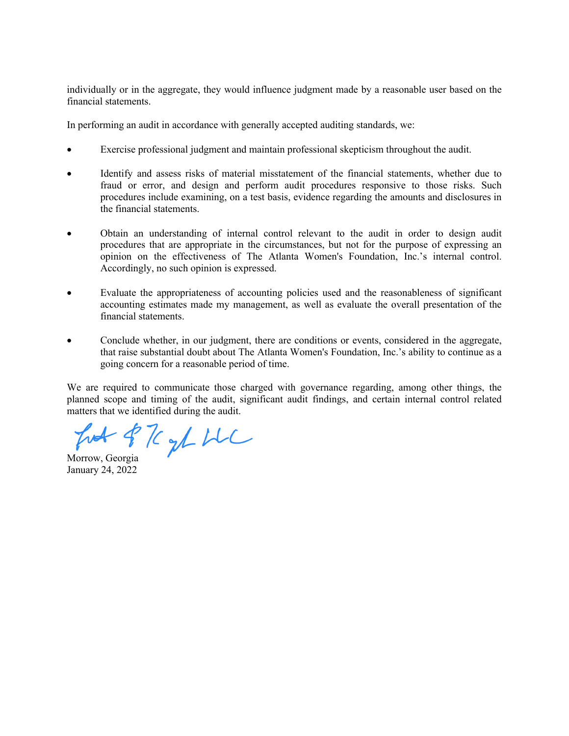individually or in the aggregate, they would influence judgment made by a reasonable user based on the financial statements.

In performing an audit in accordance with generally accepted auditing standards, we:

- Exercise professional judgment and maintain professional skepticism throughout the audit.

- Identify and assess risks of material misstatement of the financial statements, whether due to fraud or error, and design and perform audit procedures responsive to those risks. Such procedures include examining, on a test basis, evidence regarding the amounts and disclosures in the financial statements.

- Obtain an understanding of internal control relevant to the audit in order to design audit procedures that are appropriate in the circumstances, but not for the purpose of expressing an opinion on the effectiveness of The Atlanta Women's Foundation, Inc.'s internal control. Accordingly, no such opinion is expressed.

- Evaluate the appropriateness of accounting policies used and the reasonableness of significant accounting estimates made my management, as well as evaluate the overall presentation of the financial statements.

- Conclude whether, in our judgment, there are conditions or events, considered in the aggregate, that raise substantial doubt about The Atlanta Women's Foundation, Inc.'s ability to continue as a going concern for a reasonable period of time.

We are required to communicate those charged with governance regarding, among other things, the planned scope and timing of the audit, significant audit findings, and certain internal control related matters that we identified during the audit.

Morrow, Georgia
January 24, 2022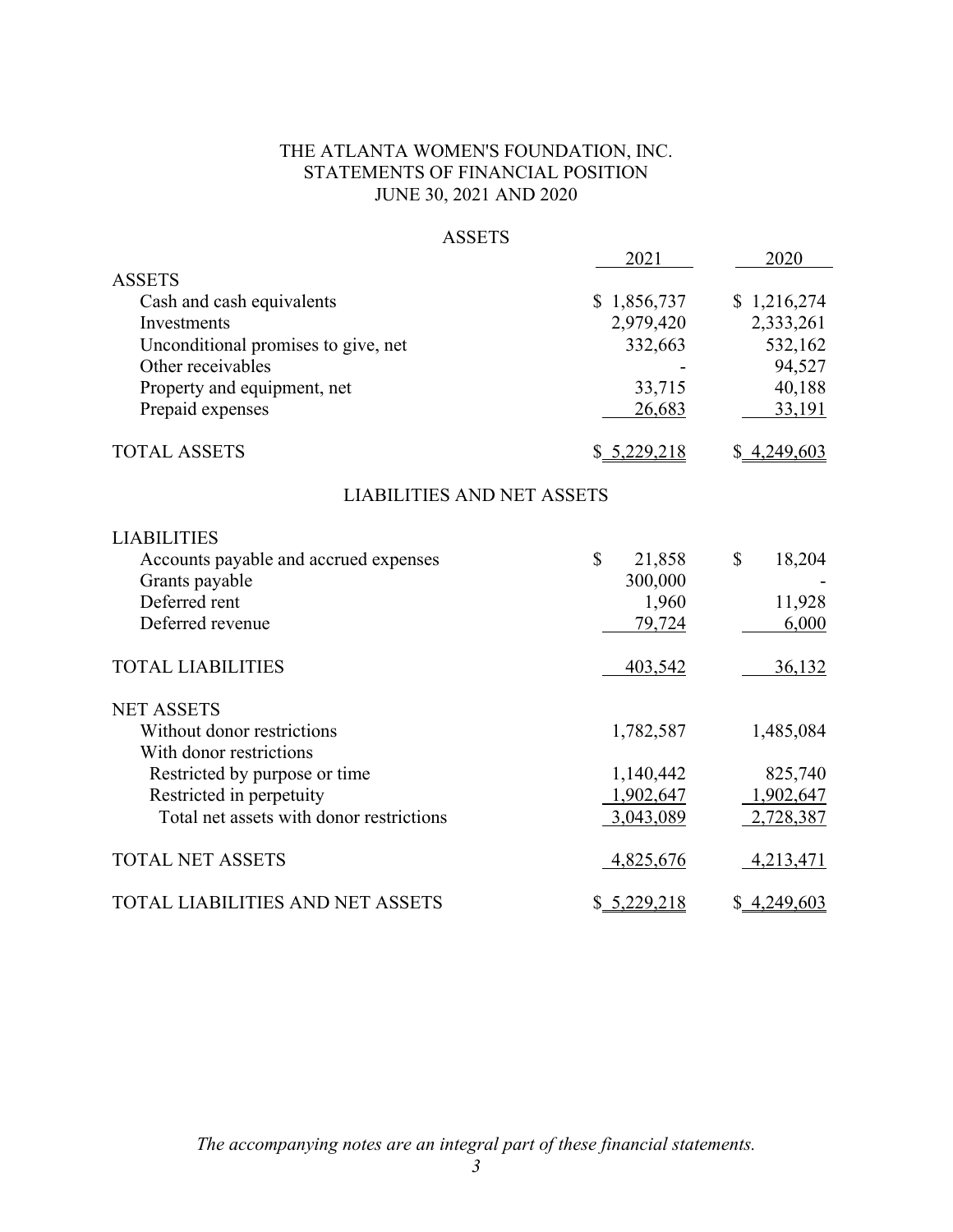# THE ATLANTA WOMEN'S FOUNDATION, INC.
## STATEMENTS OF FINANCIAL POSITION
### JUNE 30, 2021 AND 2020

#### ASSETS

| | 2021 | 2020 |
|---|---|---|
| **ASSETS** | | |
| Cash and cash equivalents | $ 1,856,737 | $ 1,216,274 |
| Investments | 2,979,420 | 2,333,261 |
| Unconditional promises to give, net | 332,663 | 532,162 |
| Other receivables | - | 94,527 |
| Property and equipment, net | 33,715 | 40,188 |
| Prepaid expenses | 26,683 | 33,191 |
| **TOTAL ASSETS** | $ 5,229,218 | $ 4,249,603 |

#### LIABILITIES AND NET ASSETS

| | 2021 | 2020 |
|---|---|---|
| **LIABILITIES** | | |
| Accounts payable and accrued expenses | $ 21,858 | $ 18,204 |
| Grants payable | 300,000 | - |
| Deferred rent | 1,960 | 11,928 |
| Deferred revenue | 79,724 | 6,000 |
| **TOTAL LIABILITIES** | 403,542 | 36,132 |
| **NET ASSETS** | | |
| Without donor restrictions | 1,782,587 | 1,485,084 |
| With donor restrictions | | |
| Restricted by purpose or time | 1,140,442 | 825,740 |
| Restricted in perpetuity | 1,902,647 | 1,902,647 |
| Total net assets with donor restrictions | 3,043,089 | 2,728,387 |
| **TOTAL NET ASSETS** | 4,825,676 | 4,213,471 |
| **TOTAL LIABILITIES AND NET ASSETS** | $ 5,229,218 | $ 4,249,603 |

*The accompanying notes are an integral part of these financial statements.*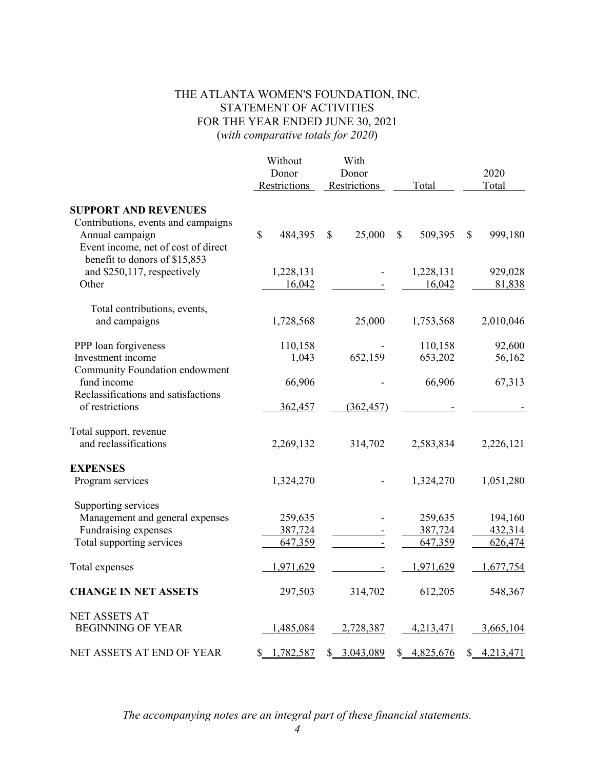# THE ATLANTA WOMEN'S FOUNDATION, INC.
## STATEMENT OF ACTIVITIES
### FOR THE YEAR ENDED JUNE 30, 2021
(*with comparative totals for 2020*)

| | Without Donor Restrictions | With Donor Restrictions | Total | 2020 Total |
|---|---|---|---|---|
| **SUPPORT AND REVENUES** | | | | |
| Contributions, events and campaigns | | | | |
| Annual campaign | $ 484,395 | $ 25,000 | $ 509,395 | $ 999,180 |
| Event income, net of cost of direct benefit to donors of $15,853 and $250,117, respectively | 1,228,131 | - | 1,228,131 | 929,028 |
| Other | 16,042 | - | 16,042 | 81,838 |
| Total contributions, events, and campaigns | 1,728,568 | 25,000 | 1,753,568 | 2,010,046 |
| PPP loan forgiveness | 110,158 | - | 110,158 | 92,600 |
| Investment income | 1,043 | 652,159 | 653,202 | 56,162 |
| Community Foundation endowment fund income | 66,906 | - | 66,906 | 67,313 |
| Reclassifications and satisfactions of restrictions | 362,457 | (362,457) | - | - |
| Total support, revenue and reclassifications | 2,269,132 | 314,702 | 2,583,834 | 2,226,121 |
| **EXPENSES** | | | | |
| Program services | 1,324,270 | - | 1,324,270 | 1,051,280 |
| Supporting services | | | | |
| Management and general expenses | 259,635 | - | 259,635 | 194,160 |
| Fundraising expenses | 387,724 | - | 387,724 | 432,314 |
| Total supporting services | 647,359 | - | 647,359 | 626,474 |
| Total expenses | 1,971,629 | - | 1,971,629 | 1,677,754 |
| **CHANGE IN NET ASSETS** | 297,503 | 314,702 | 612,205 | 548,367 |
| NET ASSETS AT BEGINNING OF YEAR | 1,485,084 | 2,728,387 | 4,213,471 | 3,665,104 |
| NET ASSETS AT END OF YEAR | $ 1,782,587 | $ 3,043,089 | $ 4,825,676 | $ 4,213,471 |

*The accompanying notes are an integral part of these financial statements.*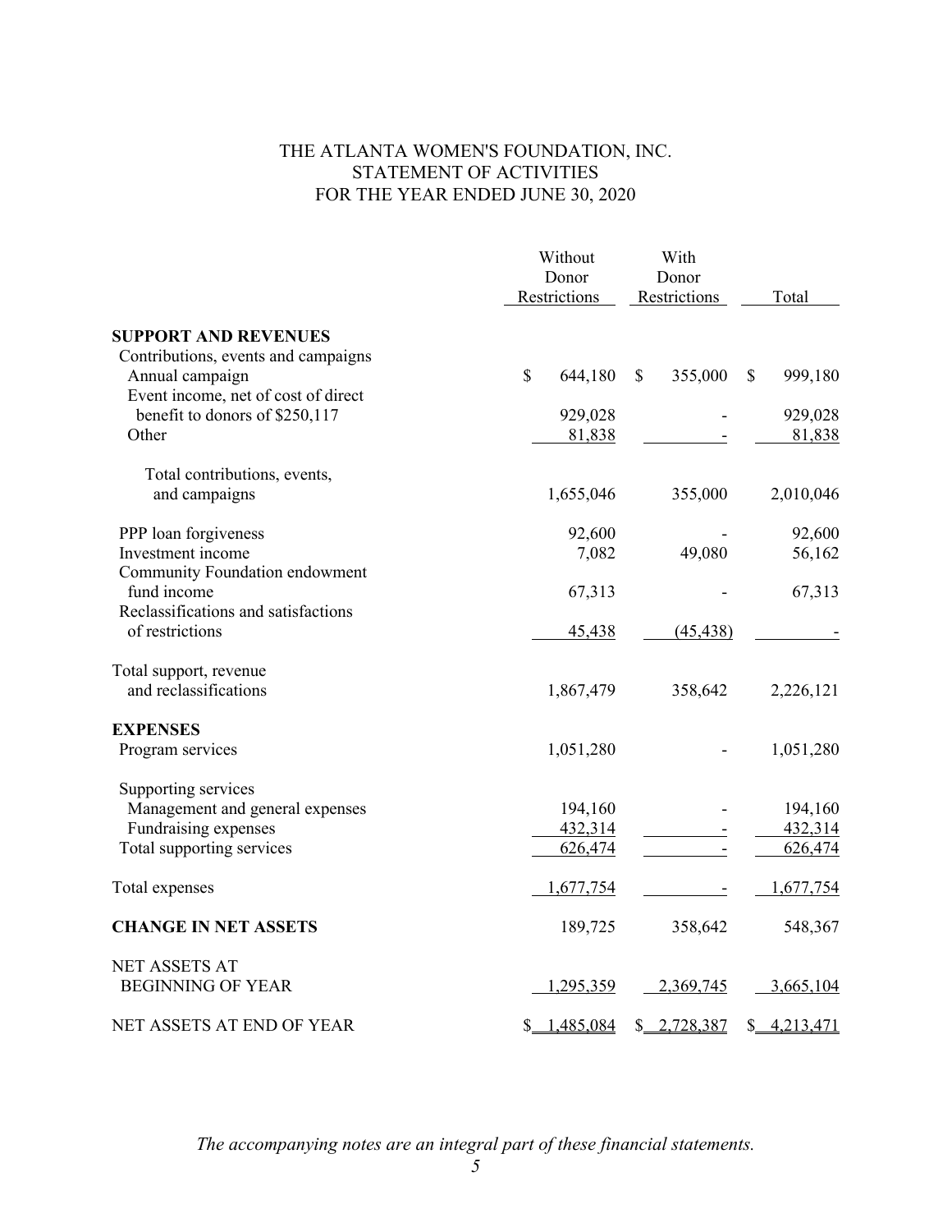# THE ATLANTA WOMEN'S FOUNDATION, INC.
## STATEMENT OF ACTIVITIES
### FOR THE YEAR ENDED JUNE 30, 2020

| | Without Donor Restrictions | With Donor Restrictions | Total |
|---|---|---|---|
| **SUPPORT AND REVENUES** | | | |
| Contributions, events and campaigns | | | |
| Annual campaign | $ 644,180 | $ 355,000 | $ 999,180 |
| Event income, net of cost of direct benefit to donors of $250,117 | 929,028 | - | 929,028 |
| Other | 81,838 | - | 81,838 |
| Total contributions, events, and campaigns | 1,655,046 | 355,000 | 2,010,046 |
| PPP loan forgiveness | 92,600 | - | 92,600 |
| Investment income | 7,082 | 49,080 | 56,162 |
| Community Foundation endowment fund income | 67,313 | - | 67,313 |
| Reclassifications and satisfactions of restrictions | 45,438 | (45,438) | - |
| Total support, revenue and reclassifications | 1,867,479 | 358,642 | 2,226,121 |
| **EXPENSES** | | | |
| Program services | 1,051,280 | - | 1,051,280 |
| Supporting services | | | |
| Management and general expenses | 194,160 | - | 194,160 |
| Fundraising expenses | 432,314 | - | 432,314 |
| Total supporting services | 626,474 | - | 626,474 |
| Total expenses | 1,677,754 | - | 1,677,754 |
| **CHANGE IN NET ASSETS** | 189,725 | 358,642 | 548,367 |
| NET ASSETS AT BEGINNING OF YEAR | 1,295,359 | 2,369,745 | 3,665,104 |
| NET ASSETS AT END OF YEAR | $ 1,485,084 | $ 2,728,387 | $ 4,213,471 |

*The accompanying notes are an integral part of these financial statements.*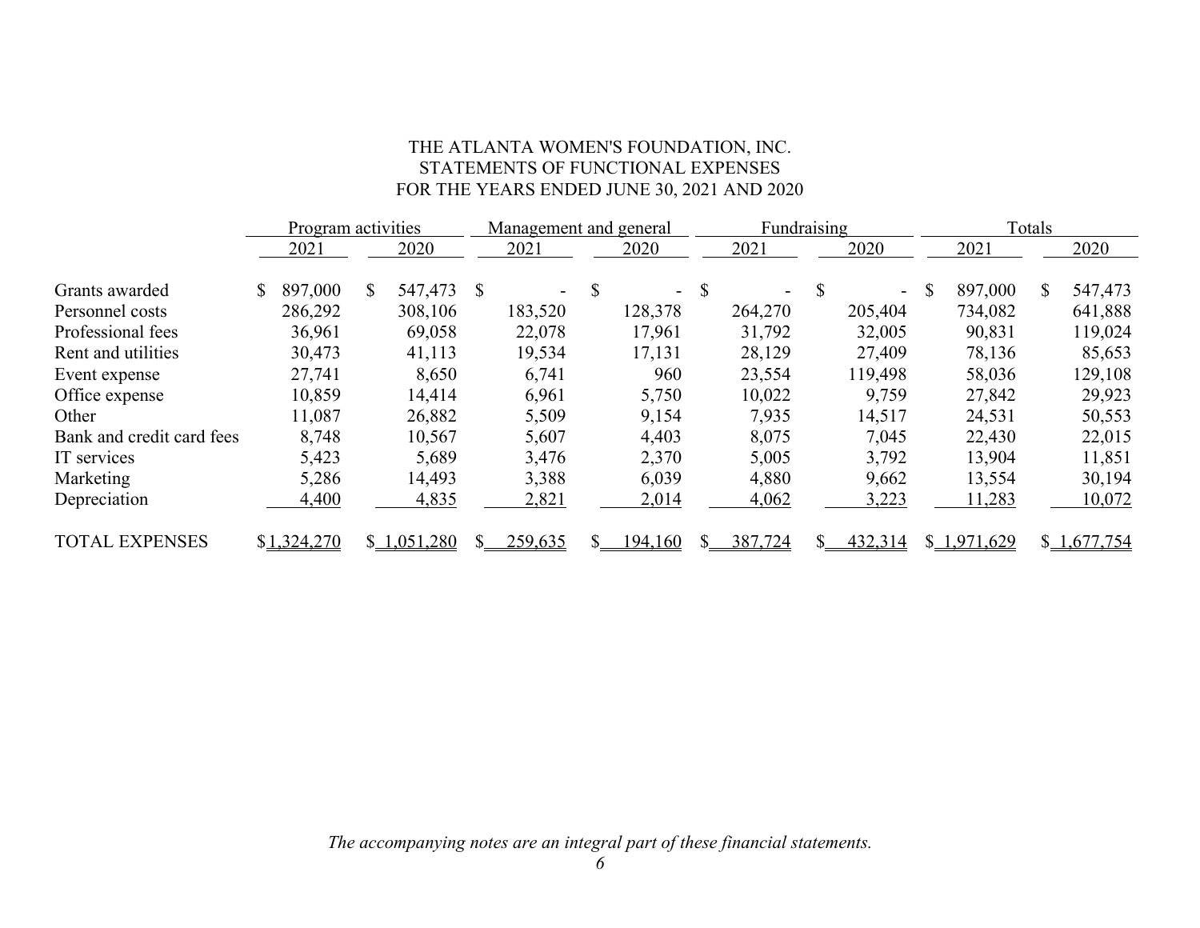# THE ATLANTA WOMEN'S FOUNDATION, INC.
## STATEMENTS OF FUNCTIONAL EXPENSES
### FOR THE YEARS ENDED JUNE 30, 2021 AND 2020

| | Program activities | | Management and general | | Fundraising | | Totals | |
|---|---|---|---|---|---|---|---|---|
| | 2021 | 2020 | 2021 | 2020 | 2021 | 2020 | 2021 | 2020 |
| Grants awarded | $ 897,000 | $ 547,473 | $ - | $ - | $ - | $ - | $ 897,000 | $ 547,473 |
| Personnel costs | 286,292 | 308,106 | 183,520 | 128,378 | 264,270 | 205,404 | 734,082 | 641,888 |
| Professional fees | 36,961 | 69,058 | 22,078 | 17,961 | 31,792 | 32,005 | 90,831 | 119,024 |
| Rent and utilities | 30,473 | 41,113 | 19,534 | 17,131 | 28,129 | 27,409 | 78,136 | 85,653 |
| Event expense | 27,741 | 8,650 | 6,741 | 960 | 23,554 | 119,498 | 58,036 | 129,108 |
| Office expense | 10,859 | 14,414 | 6,961 | 5,750 | 10,022 | 9,759 | 27,842 | 29,923 |
| Other | 11,087 | 26,882 | 5,509 | 9,154 | 7,935 | 14,517 | 24,531 | 50,553 |
| Bank and credit card fees | 8,748 | 10,567 | 5,607 | 4,403 | 8,075 | 7,045 | 22,430 | 22,015 |
| IT services | 5,423 | 5,689 | 3,476 | 2,370 | 5,005 | 3,792 | 13,904 | 11,851 |
| Marketing | 5,286 | 14,493 | 3,388 | 6,039 | 4,880 | 9,662 | 13,554 | 30,194 |
| Depreciation | 4,400 | 4,835 | 2,821 | 2,014 | 4,062 | 3,223 | 11,283 | 10,072 |
| TOTAL EXPENSES | $ 1,324,270 | $ 1,051,280 | $ 259,635 | $ 194,160 | $ 387,724 | $ 432,314 | $ 1,971,629 | $ 1,677,754 |

*The accompanying notes are an integral part of these financial statements.*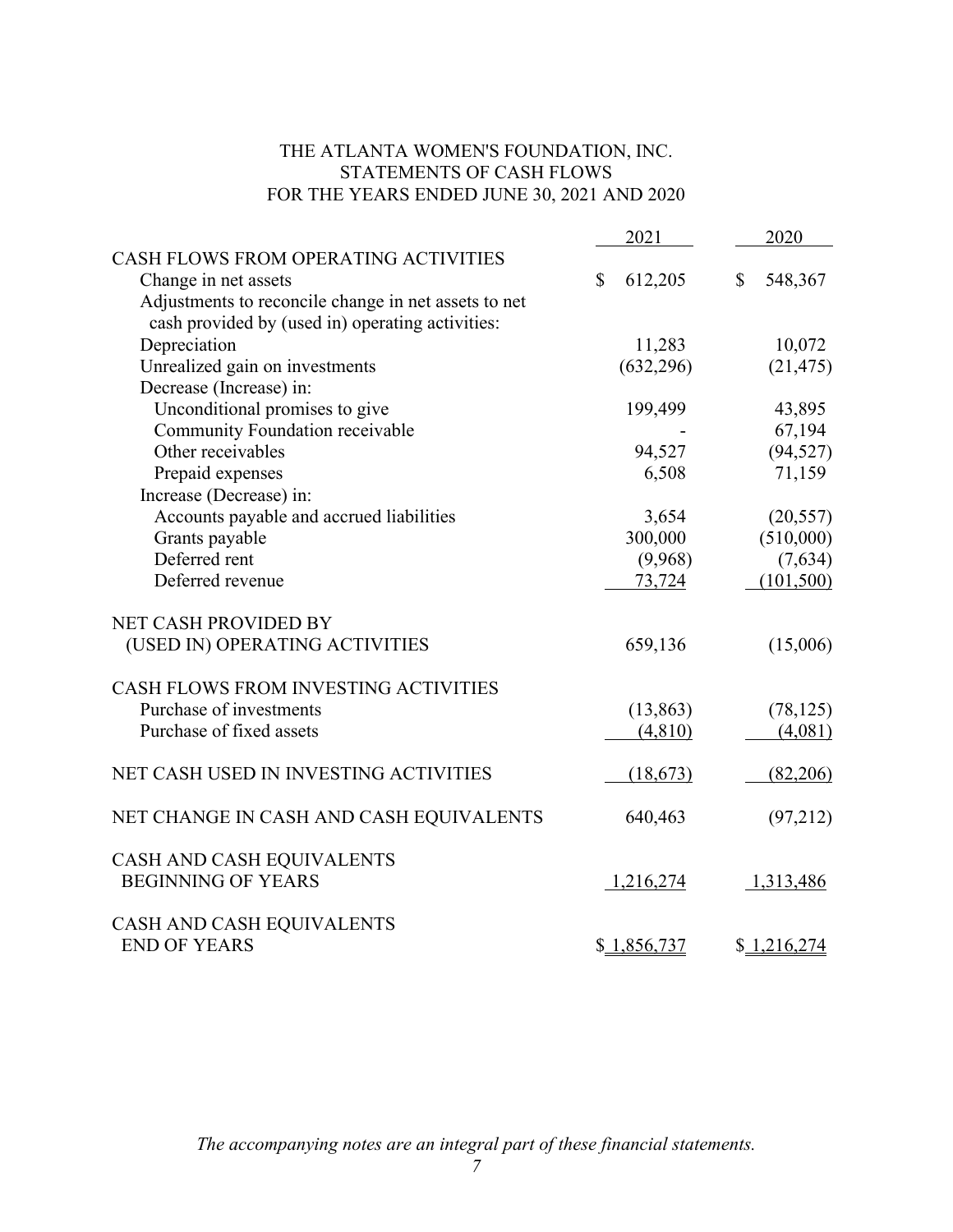# THE ATLANTA WOMEN'S FOUNDATION, INC.
## STATEMENTS OF CASH FLOWS
### FOR THE YEARS ENDED JUNE 30, 2021 AND 2020

| | 2021 | 2020 |
|---|---|---|
| CASH FLOWS FROM OPERATING ACTIVITIES | | |
| Change in net assets | $ 612,205 | $ 548,367 |
| Adjustments to reconcile change in net assets to net cash provided by (used in) operating activities: | | |
| Depreciation | 11,283 | 10,072 |
| Unrealized gain on investments | (632,296) | (21,475) |
| Decrease (Increase) in: | | |
| Unconditional promises to give | 199,499 | 43,895 |
| Community Foundation receivable | - | 67,194 |
| Other receivables | 94,527 | (94,527) |
| Prepaid expenses | 6,508 | 71,159 |
| Increase (Decrease) in: | | |
| Accounts payable and accrued liabilities | 3,654 | (20,557) |
| Grants payable | 300,000 | (510,000) |
| Deferred rent | (9,968) | (7,634) |
| Deferred revenue | 73,724 | (101,500) |
| NET CASH PROVIDED BY (USED IN) OPERATING ACTIVITIES | 659,136 | (15,006) |
| CASH FLOWS FROM INVESTING ACTIVITIES | | |
| Purchase of investments | (13,863) | (78,125) |
| Purchase of fixed assets | (4,810) | (4,081) |
| NET CASH USED IN INVESTING ACTIVITIES | (18,673) | (82,206) |
| NET CHANGE IN CASH AND CASH EQUIVALENTS | 640,463 | (97,212) |
| CASH AND CASH EQUIVALENTS BEGINNING OF YEARS | 1,216,274 | 1,313,486 |
| CASH AND CASH EQUIVALENTS END OF YEARS | $ 1,856,737 | $ 1,216,274 |

*The accompanying notes are an integral part of these financial statements.*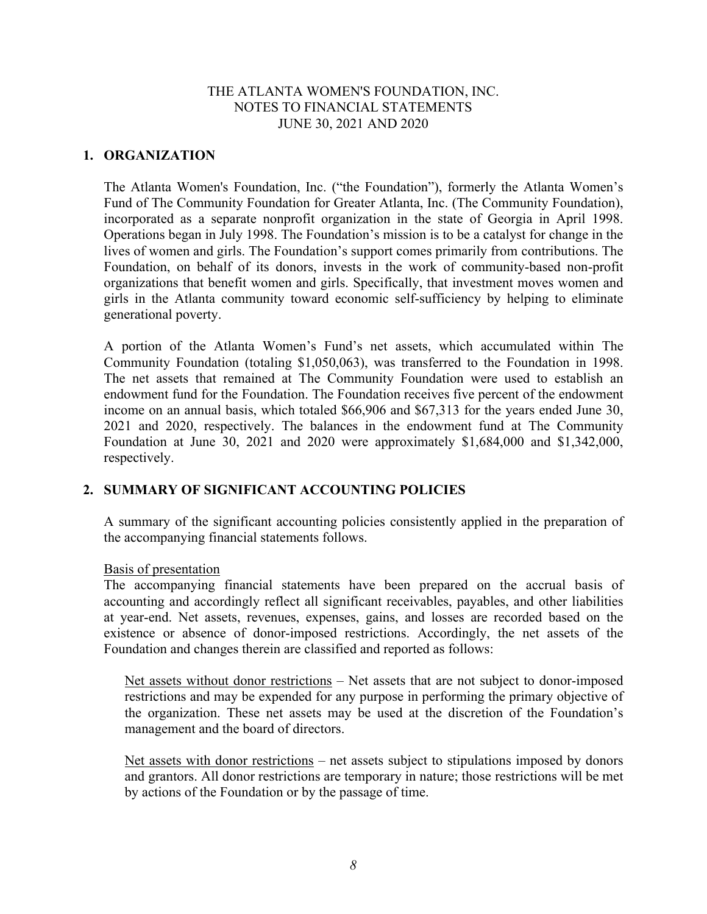THE ATLANTA WOMEN'S FOUNDATION, INC.
NOTES TO FINANCIAL STATEMENTS
JUNE 30, 2021 AND 2020

## 1. ORGANIZATION

The Atlanta Women's Foundation, Inc. ("the Foundation"), formerly the Atlanta Women's Fund of The Community Foundation for Greater Atlanta, Inc. (The Community Foundation), incorporated as a separate nonprofit organization in the state of Georgia in April 1998. Operations began in July 1998. The Foundation's mission is to be a catalyst for change in the lives of women and girls. The Foundation's support comes primarily from contributions. The Foundation, on behalf of its donors, invests in the work of community-based non-profit organizations that benefit women and girls. Specifically, that investment moves women and girls in the Atlanta community toward economic self-sufficiency by helping to eliminate generational poverty.

A portion of the Atlanta Women's Fund's net assets, which accumulated within The Community Foundation (totaling $1,050,063), was transferred to the Foundation in 1998. The net assets that remained at The Community Foundation were used to establish an endowment fund for the Foundation. The Foundation receives five percent of the endowment income on an annual basis, which totaled $66,906 and $67,313 for the years ended June 30, 2021 and 2020, respectively. The balances in the endowment fund at The Community Foundation at June 30, 2021 and 2020 were approximately $1,684,000 and $1,342,000, respectively.

## 2. SUMMARY OF SIGNIFICANT ACCOUNTING POLICIES

A summary of the significant accounting policies consistently applied in the preparation of the accompanying financial statements follows.

Basis of presentation

The accompanying financial statements have been prepared on the accrual basis of accounting and accordingly reflect all significant receivables, payables, and other liabilities at year-end. Net assets, revenues, expenses, gains, and losses are recorded based on the existence or absence of donor-imposed restrictions. Accordingly, the net assets of the Foundation and changes therein are classified and reported as follows:

Net assets without donor restrictions – Net assets that are not subject to donor-imposed restrictions and may be expended for any purpose in performing the primary objective of the organization. These net assets may be used at the discretion of the Foundation's management and the board of directors.

Net assets with donor restrictions – net assets subject to stipulations imposed by donors and grantors. All donor restrictions are temporary in nature; those restrictions will be met by actions of the Foundation or by the passage of time.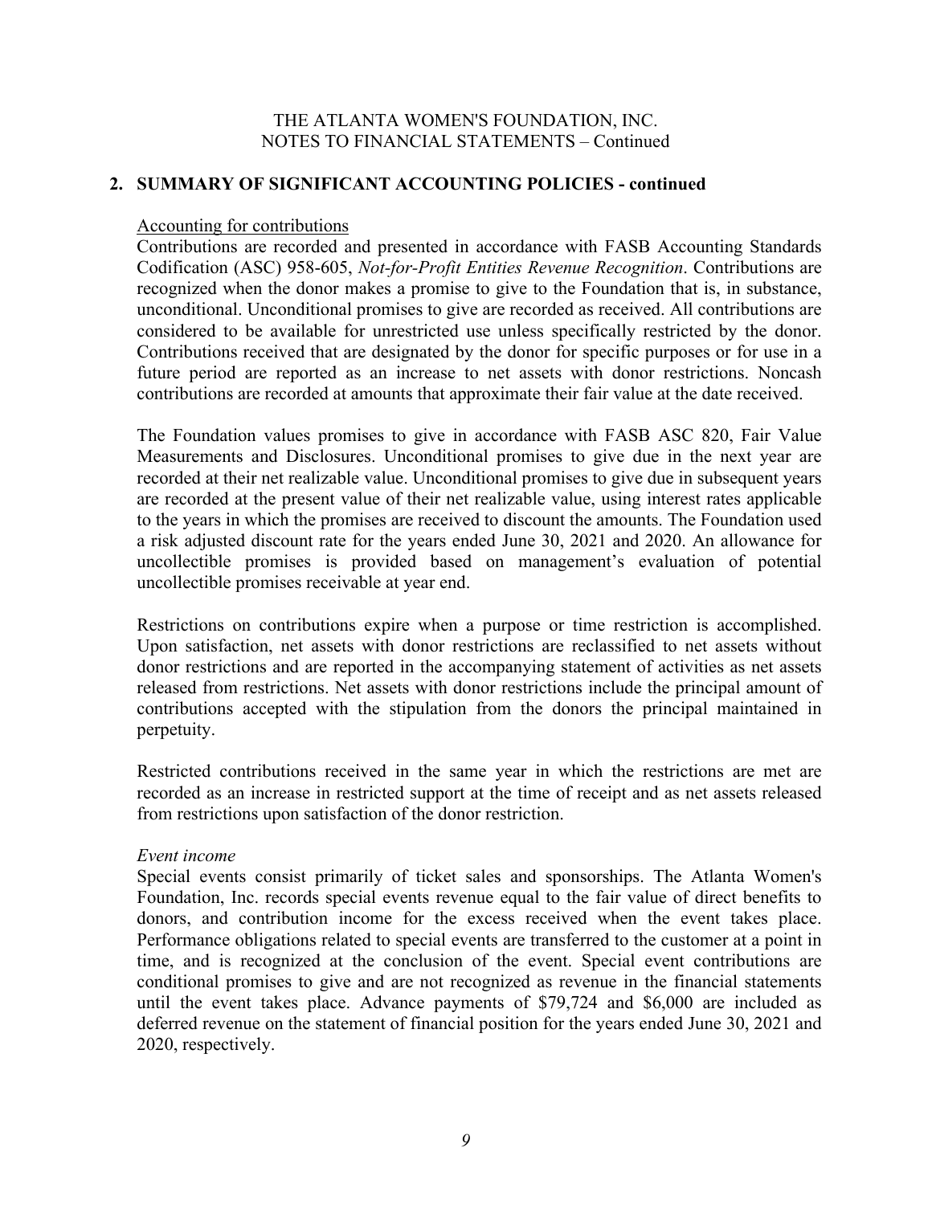## 2. SUMMARY OF SIGNIFICANT ACCOUNTING POLICIES - continued

Accounting for contributions

Contributions are recorded and presented in accordance with FASB Accounting Standards Codification (ASC) 958-605, *Not-for-Profit Entities Revenue Recognition*. Contributions are recognized when the donor makes a promise to give to the Foundation that is, in substance, unconditional. Unconditional promises to give are recorded as received. All contributions are considered to be available for unrestricted use unless specifically restricted by the donor. Contributions received that are designated by the donor for specific purposes or for use in a future period are reported as an increase to net assets with donor restrictions. Noncash contributions are recorded at amounts that approximate their fair value at the date received.

The Foundation values promises to give in accordance with FASB ASC 820, Fair Value Measurements and Disclosures. Unconditional promises to give due in the next year are recorded at their net realizable value. Unconditional promises to give due in subsequent years are recorded at the present value of their net realizable value, using interest rates applicable to the years in which the promises are received to discount the amounts. The Foundation used a risk adjusted discount rate for the years ended June 30, 2021 and 2020. An allowance for uncollectible promises is provided based on management's evaluation of potential uncollectible promises receivable at year end.

Restrictions on contributions expire when a purpose or time restriction is accomplished. Upon satisfaction, net assets with donor restrictions are reclassified to net assets without donor restrictions and are reported in the accompanying statement of activities as net assets released from restrictions. Net assets with donor restrictions include the principal amount of contributions accepted with the stipulation from the donors the principal maintained in perpetuity.

Restricted contributions received in the same year in which the restrictions are met are recorded as an increase in restricted support at the time of receipt and as net assets released from restrictions upon satisfaction of the donor restriction.

*Event income*

Special events consist primarily of ticket sales and sponsorships. The Atlanta Women's Foundation, Inc. records special events revenue equal to the fair value of direct benefits to donors, and contribution income for the excess received when the event takes place. Performance obligations related to special events are transferred to the customer at a point in time, and is recognized at the conclusion of the event. Special event contributions are conditional promises to give and are not recognized as revenue in the financial statements until the event takes place. Advance payments of $79,724 and $6,000 are included as deferred revenue on the statement of financial position for the years ended June 30, 2021 and 2020, respectively.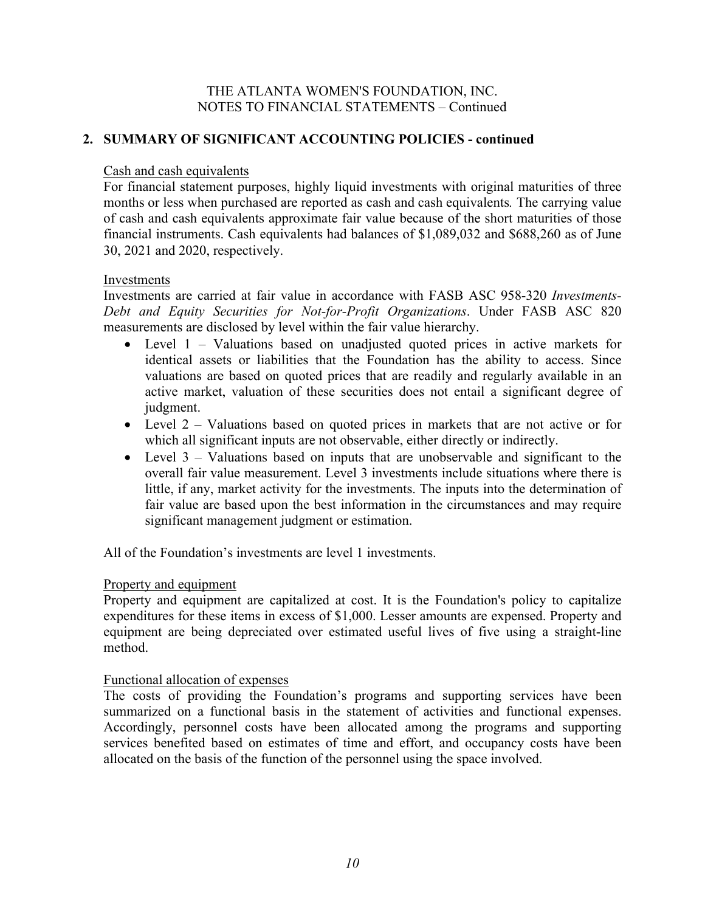## 2. SUMMARY OF SIGNIFICANT ACCOUNTING POLICIES - continued

Cash and cash equivalents

For financial statement purposes, highly liquid investments with original maturities of three months or less when purchased are reported as cash and cash equivalents. The carrying value of cash and cash equivalents approximate fair value because of the short maturities of those financial instruments. Cash equivalents had balances of $1,089,032 and $688,260 as of June 30, 2021 and 2020, respectively.

Investments

Investments are carried at fair value in accordance with FASB ASC 958-320 *Investments-Debt and Equity Securities for Not-for-Profit Organizations*. Under FASB ASC 820 measurements are disclosed by level within the fair value hierarchy.

- Level 1 – Valuations based on unadjusted quoted prices in active markets for identical assets or liabilities that the Foundation has the ability to access. Since valuations are based on quoted prices that are readily and regularly available in an active market, valuation of these securities does not entail a significant degree of judgment.
- Level 2 – Valuations based on quoted prices in markets that are not active or for which all significant inputs are not observable, either directly or indirectly.
- Level 3 – Valuations based on inputs that are unobservable and significant to the overall fair value measurement. Level 3 investments include situations where there is little, if any, market activity for the investments. The inputs into the determination of fair value are based upon the best information in the circumstances and may require significant management judgment or estimation.

All of the Foundation's investments are level 1 investments.

Property and equipment

Property and equipment are capitalized at cost. It is the Foundation's policy to capitalize expenditures for these items in excess of $1,000. Lesser amounts are expensed. Property and equipment are being depreciated over estimated useful lives of five using a straight-line method.

Functional allocation of expenses

The costs of providing the Foundation's programs and supporting services have been summarized on a functional basis in the statement of activities and functional expenses. Accordingly, personnel costs have been allocated among the programs and supporting services benefited based on estimates of time and effort, and occupancy costs have been allocated on the basis of the function of the personnel using the space involved.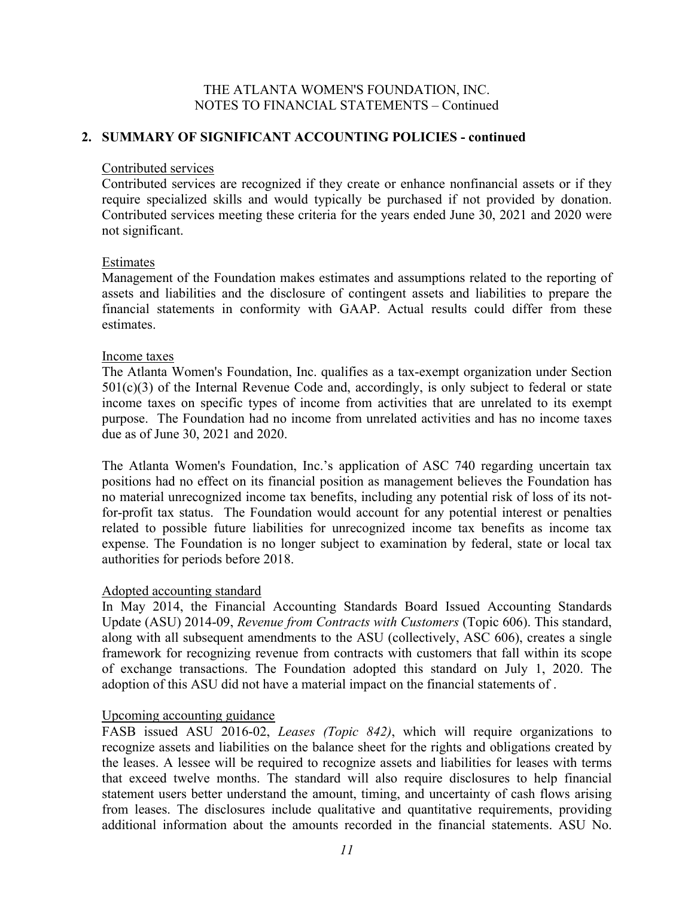## 2. SUMMARY OF SIGNIFICANT ACCOUNTING POLICIES - continued

### Contributed services

Contributed services are recognized if they create or enhance nonfinancial assets or if they require specialized skills and would typically be purchased if not provided by donation. Contributed services meeting these criteria for the years ended June 30, 2021 and 2020 were not significant.

### Estimates

Management of the Foundation makes estimates and assumptions related to the reporting of assets and liabilities and the disclosure of contingent assets and liabilities to prepare the financial statements in conformity with GAAP. Actual results could differ from these estimates.

### Income taxes

The Atlanta Women's Foundation, Inc. qualifies as a tax-exempt organization under Section 501(c)(3) of the Internal Revenue Code and, accordingly, is only subject to federal or state income taxes on specific types of income from activities that are unrelated to its exempt purpose. The Foundation had no income from unrelated activities and has no income taxes due as of June 30, 2021 and 2020.

The Atlanta Women's Foundation, Inc.'s application of ASC 740 regarding uncertain tax positions had no effect on its financial position as management believes the Foundation has no material unrecognized income tax benefits, including any potential risk of loss of its not-for-profit tax status. The Foundation would account for any potential interest or penalties related to possible future liabilities for unrecognized income tax benefits as income tax expense. The Foundation is no longer subject to examination by federal, state or local tax authorities for periods before 2018.

### Adopted accounting standard

In May 2014, the Financial Accounting Standards Board Issued Accounting Standards Update (ASU) 2014-09, *Revenue from Contracts with Customers* (Topic 606). This standard, along with all subsequent amendments to the ASU (collectively, ASC 606), creates a single framework for recognizing revenue from contracts with customers that fall within its scope of exchange transactions. The Foundation adopted this standard on July 1, 2020. The adoption of this ASU did not have a material impact on the financial statements of .

### Upcoming accounting guidance

FASB issued ASU 2016-02, *Leases (Topic 842)*, which will require organizations to recognize assets and liabilities on the balance sheet for the rights and obligations created by the leases. A lessee will be required to recognize assets and liabilities for leases with terms that exceed twelve months. The standard will also require disclosures to help financial statement users better understand the amount, timing, and uncertainty of cash flows arising from leases. The disclosures include qualitative and quantitative requirements, providing additional information about the amounts recorded in the financial statements. ASU No.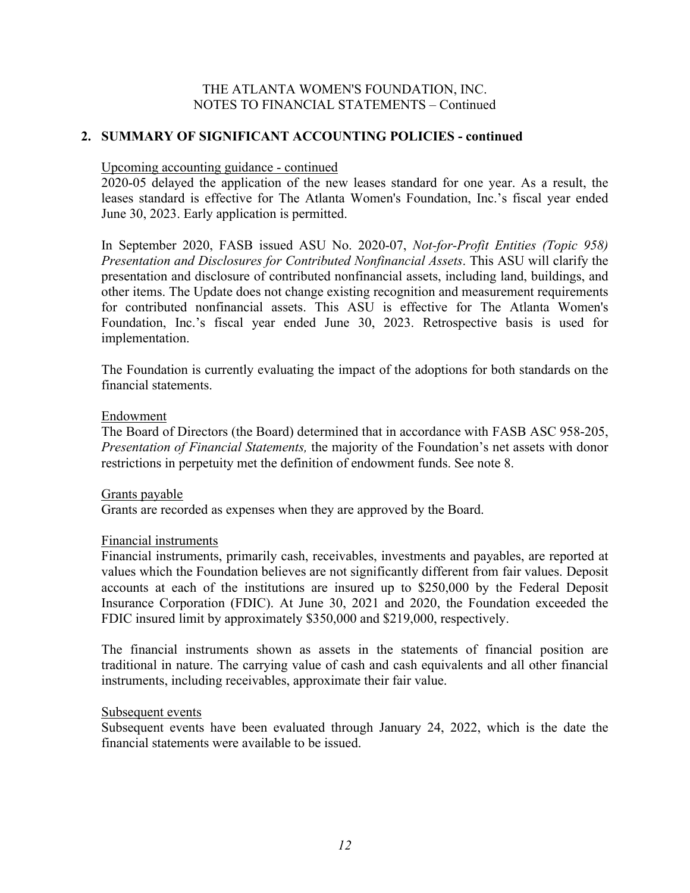## 2. SUMMARY OF SIGNIFICANT ACCOUNTING POLICIES - continued

Upcoming accounting guidance - continued

2020-05 delayed the application of the new leases standard for one year. As a result, the leases standard is effective for The Atlanta Women's Foundation, Inc.'s fiscal year ended June 30, 2023. Early application is permitted.

In September 2020, FASB issued ASU No. 2020-07, *Not-for-Profit Entities (Topic 958) Presentation and Disclosures for Contributed Nonfinancial Assets*. This ASU will clarify the presentation and disclosure of contributed nonfinancial assets, including land, buildings, and other items. The Update does not change existing recognition and measurement requirements for contributed nonfinancial assets. This ASU is effective for The Atlanta Women's Foundation, Inc.'s fiscal year ended June 30, 2023. Retrospective basis is used for implementation.

The Foundation is currently evaluating the impact of the adoptions for both standards on the financial statements.

Endowment

The Board of Directors (the Board) determined that in accordance with FASB ASC 958-205, *Presentation of Financial Statements,* the majority of the Foundation's net assets with donor restrictions in perpetuity met the definition of endowment funds. See note 8.

Grants payable

Grants are recorded as expenses when they are approved by the Board.

Financial instruments

Financial instruments, primarily cash, receivables, investments and payables, are reported at values which the Foundation believes are not significantly different from fair values. Deposit accounts at each of the institutions are insured up to $250,000 by the Federal Deposit Insurance Corporation (FDIC). At June 30, 2021 and 2020, the Foundation exceeded the FDIC insured limit by approximately $350,000 and $219,000, respectively.

The financial instruments shown as assets in the statements of financial position are traditional in nature. The carrying value of cash and cash equivalents and all other financial instruments, including receivables, approximate their fair value.

Subsequent events

Subsequent events have been evaluated through January 24, 2022, which is the date the financial statements were available to be issued.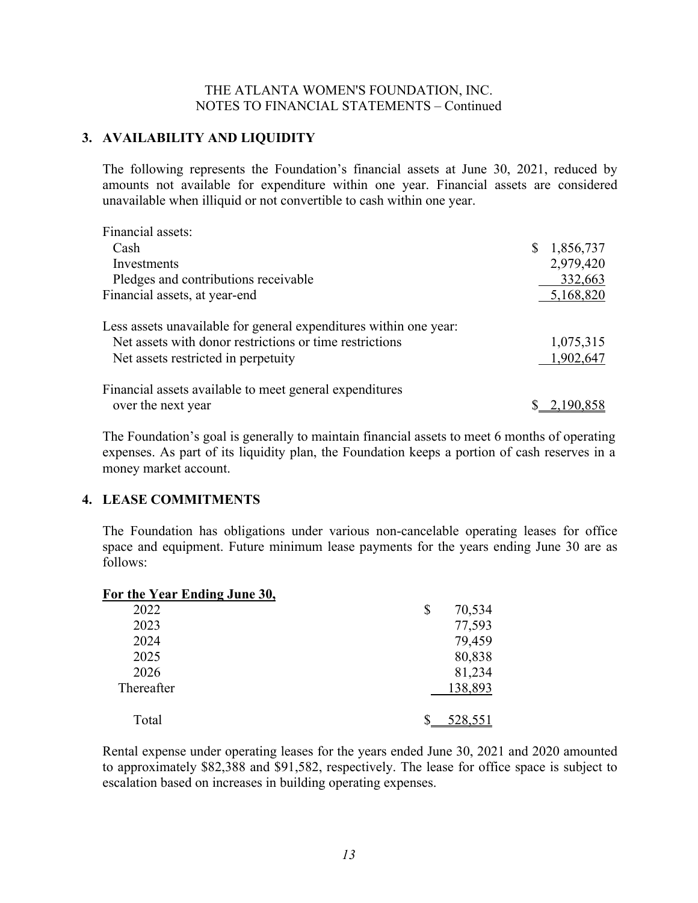THE ATLANTA WOMEN'S FOUNDATION, INC.
NOTES TO FINANCIAL STATEMENTS – Continued

## 3. AVAILABILITY AND LIQUIDITY

The following represents the Foundation's financial assets at June 30, 2021, reduced by amounts not available for expenditure within one year. Financial assets are considered unavailable when illiquid or not convertible to cash within one year.

| | |
|---|---|
| Financial assets: | |
| Cash | $ 1,856,737 |
| Investments | 2,979,420 |
| Pledges and contributions receivable | 332,663 |
| Financial assets, at year-end | 5,168,820 |
| | |
| Less assets unavailable for general expenditures within one year: | |
| Net assets with donor restrictions or time restrictions | 1,075,315 |
| Net assets restricted in perpetuity | 1,902,647 |
| | |
| Financial assets available to meet general expenditures over the next year | $ 2,190,858 |

The Foundation's goal is generally to maintain financial assets to meet 6 months of operating expenses. As part of its liquidity plan, the Foundation keeps a portion of cash reserves in a money market account.

## 4. LEASE COMMITMENTS

The Foundation has obligations under various non-cancelable operating leases for office space and equipment. Future minimum lease payments for the years ending June 30 are as follows:

| **For the Year Ending June 30,** | |
|---|---|
| 2022 | $ 70,534 |
| 2023 | 77,593 |
| 2024 | 79,459 |
| 2025 | 80,838 |
| 2026 | 81,234 |
| Thereafter | 138,893 |
| Total | $ 528,551 |

Rental expense under operating leases for the years ended June 30, 2021 and 2020 amounted to approximately $82,388 and $91,582, respectively. The lease for office space is subject to escalation based on increases in building operating expenses.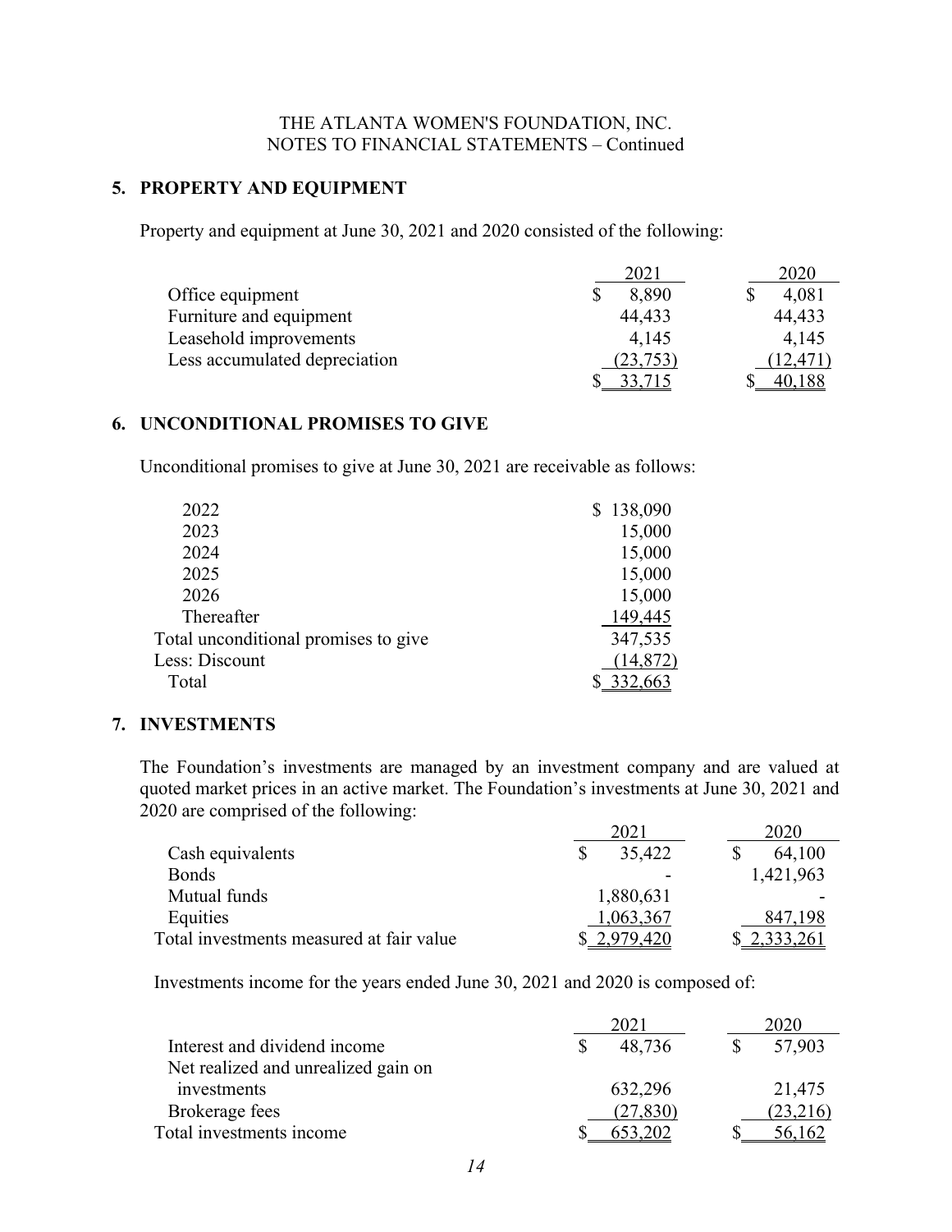THE ATLANTA WOMEN'S FOUNDATION, INC.
NOTES TO FINANCIAL STATEMENTS – Continued

## 5. PROPERTY AND EQUIPMENT

Property and equipment at June 30, 2021 and 2020 consisted of the following:

| | 2021 | 2020 |
|---|---|---|
| Office equipment | $ 8,890 | $ 4,081 |
| Furniture and equipment | 44,433 | 44,433 |
| Leasehold improvements | 4,145 | 4,145 |
| Less accumulated depreciation | (23,753) | (12,471) |
| | $ 33,715 | $ 40,188 |

## 6. UNCONDITIONAL PROMISES TO GIVE

Unconditional promises to give at June 30, 2021 are receivable as follows:

| | |
|---|---|
| 2022 | $ 138,090 |
| 2023 | 15,000 |
| 2024 | 15,000 |
| 2025 | 15,000 |
| 2026 | 15,000 |
| Thereafter | 149,445 |
| Total unconditional promises to give | 347,535 |
| Less: Discount | (14,872) |
| Total | $ 332,663 |

## 7. INVESTMENTS

The Foundation's investments are managed by an investment company and are valued at quoted market prices in an active market. The Foundation's investments at June 30, 2021 and 2020 are comprised of the following:

| | 2021 | 2020 |
|---|---|---|
| Cash equivalents | $ 35,422 | $ 64,100 |
| Bonds | - | 1,421,963 |
| Mutual funds | 1,880,631 | - |
| Equities | 1,063,367 | 847,198 |
| Total investments measured at fair value | $ 2,979,420 | $ 2,333,261 |

Investments income for the years ended June 30, 2021 and 2020 is composed of:

| | 2021 | 2020 |
|---|---|---|
| Interest and dividend income | $ 48,736 | $ 57,903 |
| Net realized and unrealized gain on investments | 632,296 | 21,475 |
| Brokerage fees | (27,830) | (23,216) |
| Total investments income | $ 653,202 | $ 56,162 |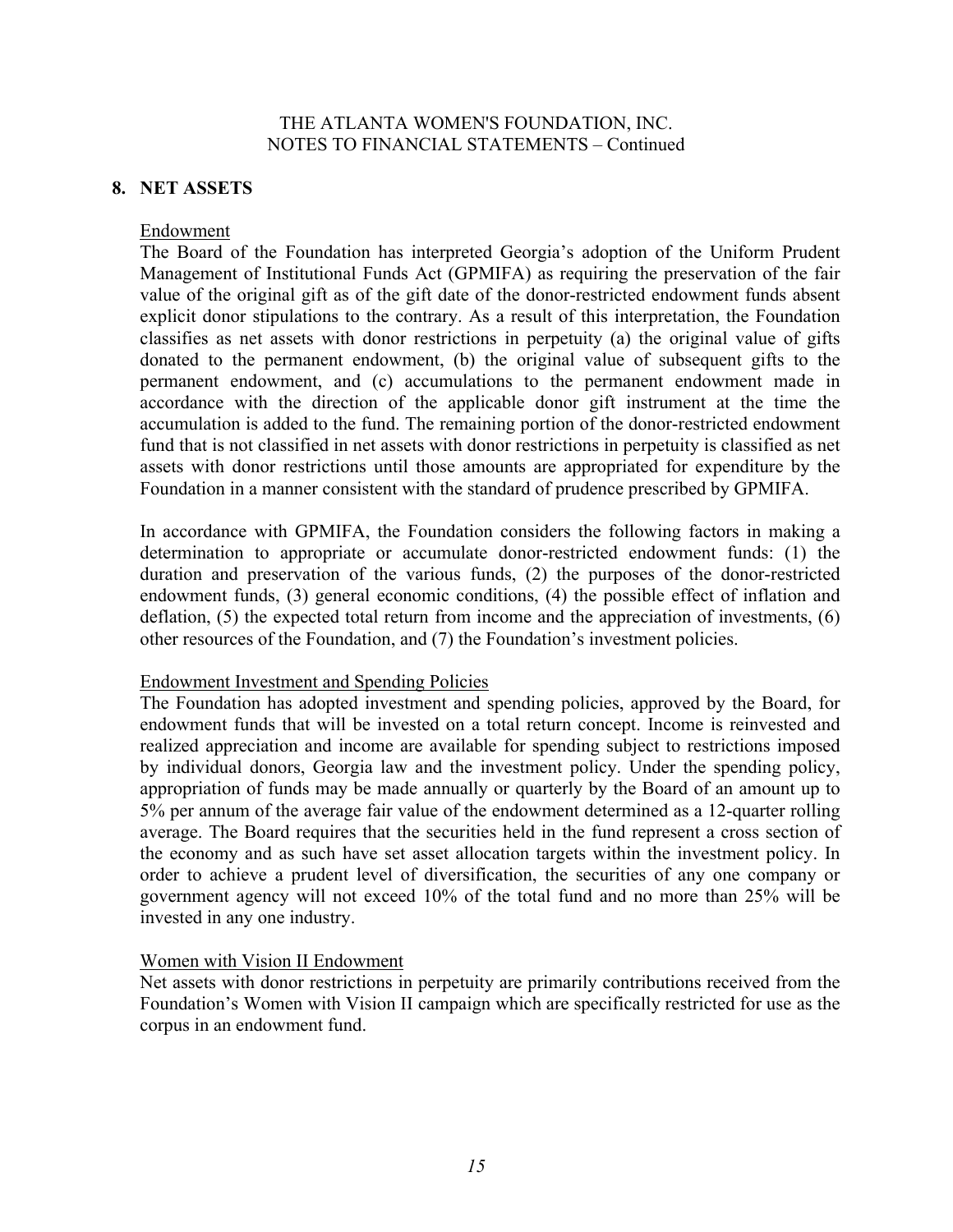## 8. NET ASSETS

Endowment

The Board of the Foundation has interpreted Georgia's adoption of the Uniform Prudent Management of Institutional Funds Act (GPMIFA) as requiring the preservation of the fair value of the original gift as of the gift date of the donor-restricted endowment funds absent explicit donor stipulations to the contrary. As a result of this interpretation, the Foundation classifies as net assets with donor restrictions in perpetuity (a) the original value of gifts donated to the permanent endowment, (b) the original value of subsequent gifts to the permanent endowment, and (c) accumulations to the permanent endowment made in accordance with the direction of the applicable donor gift instrument at the time the accumulation is added to the fund. The remaining portion of the donor-restricted endowment fund that is not classified in net assets with donor restrictions in perpetuity is classified as net assets with donor restrictions until those amounts are appropriated for expenditure by the Foundation in a manner consistent with the standard of prudence prescribed by GPMIFA.

In accordance with GPMIFA, the Foundation considers the following factors in making a determination to appropriate or accumulate donor-restricted endowment funds: (1) the duration and preservation of the various funds, (2) the purposes of the donor-restricted endowment funds, (3) general economic conditions, (4) the possible effect of inflation and deflation, (5) the expected total return from income and the appreciation of investments, (6) other resources of the Foundation, and (7) the Foundation's investment policies.

Endowment Investment and Spending Policies

The Foundation has adopted investment and spending policies, approved by the Board, for endowment funds that will be invested on a total return concept. Income is reinvested and realized appreciation and income are available for spending subject to restrictions imposed by individual donors, Georgia law and the investment policy. Under the spending policy, appropriation of funds may be made annually or quarterly by the Board of an amount up to 5% per annum of the average fair value of the endowment determined as a 12-quarter rolling average. The Board requires that the securities held in the fund represent a cross section of the economy and as such have set asset allocation targets within the investment policy. In order to achieve a prudent level of diversification, the securities of any one company or government agency will not exceed 10% of the total fund and no more than 25% will be invested in any one industry.

Women with Vision II Endowment

Net assets with donor restrictions in perpetuity are primarily contributions received from the Foundation's Women with Vision II campaign which are specifically restricted for use as the corpus in an endowment fund.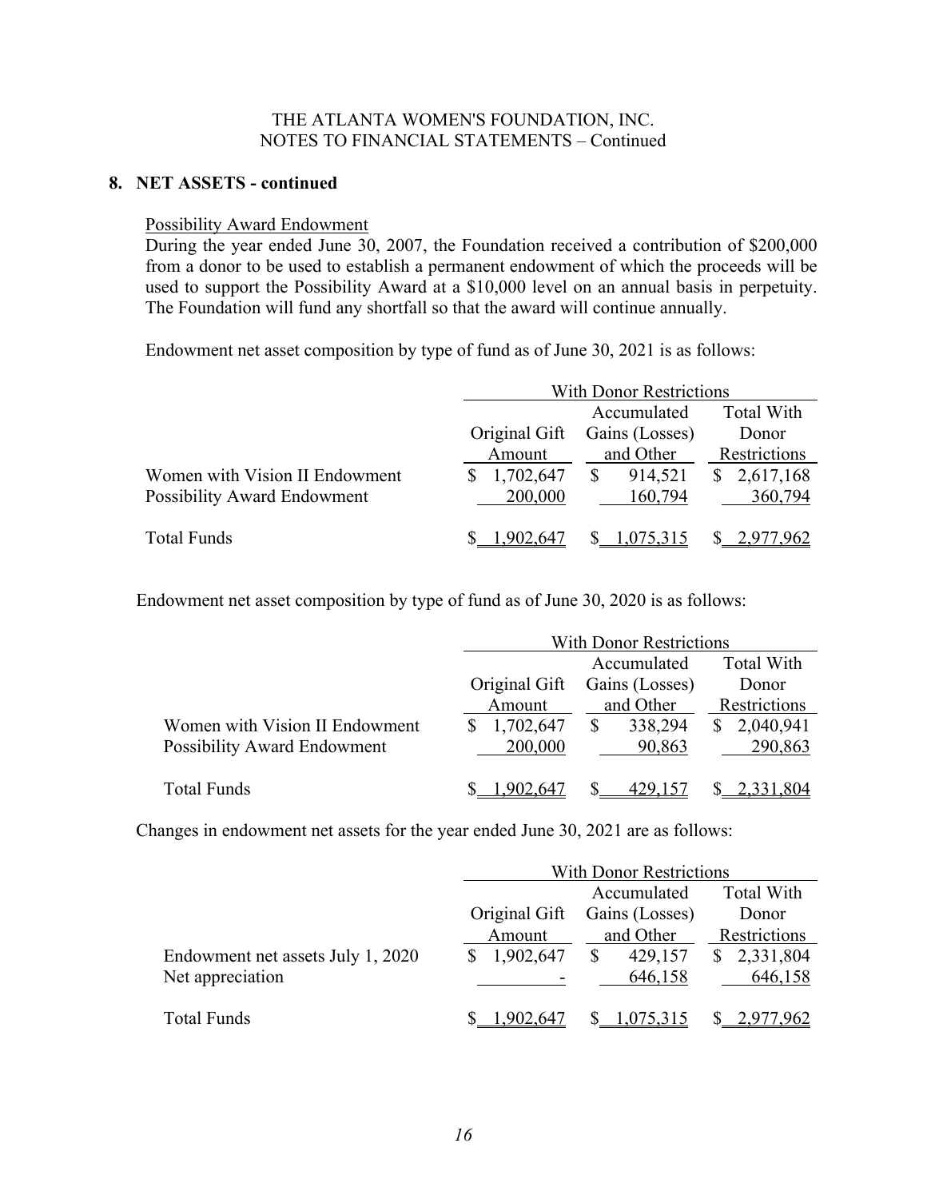## 8. NET ASSETS - continued

Possibility Award Endowment

During the year ended June 30, 2007, the Foundation received a contribution of $200,000 from a donor to be used to establish a permanent endowment of which the proceeds will be used to support the Possibility Award at a $10,000 level on an annual basis in perpetuity. The Foundation will fund any shortfall so that the award will continue annually.

Endowment net asset composition by type of fund as of June 30, 2021 is as follows:

| | With Donor Restrictions | | |
|---|---|---|---|
| | Original Gift Amount | Accumulated Gains (Losses) and Other | Total With Donor Restrictions |
| Women with Vision II Endowment | $ 1,702,647 | $ 914,521 | $ 2,617,168 |
| Possibility Award Endowment | 200,000 | 160,794 | 360,794 |
| Total Funds | $ 1,902,647 | $ 1,075,315 | $ 2,977,962 |

Endowment net asset composition by type of fund as of June 30, 2020 is as follows:

| | With Donor Restrictions | | |
|---|---|---|---|
| | Original Gift Amount | Accumulated Gains (Losses) and Other | Total With Donor Restrictions |
| Women with Vision II Endowment | $ 1,702,647 | $ 338,294 | $ 2,040,941 |
| Possibility Award Endowment | 200,000 | 90,863 | 290,863 |
| Total Funds | $ 1,902,647 | $ 429,157 | $ 2,331,804 |

Changes in endowment net assets for the year ended June 30, 2021 are as follows:

| | With Donor Restrictions | | |
|---|---|---|---|
| | Original Gift Amount | Accumulated Gains (Losses) and Other | Total With Donor Restrictions |
| Endowment net assets July 1, 2020 | $ 1,902,647 | $ 429,157 | $ 2,331,804 |
| Net appreciation | - | 646,158 | 646,158 |
| Total Funds | $ 1,902,647 | $ 1,075,315 | $ 2,977,962 |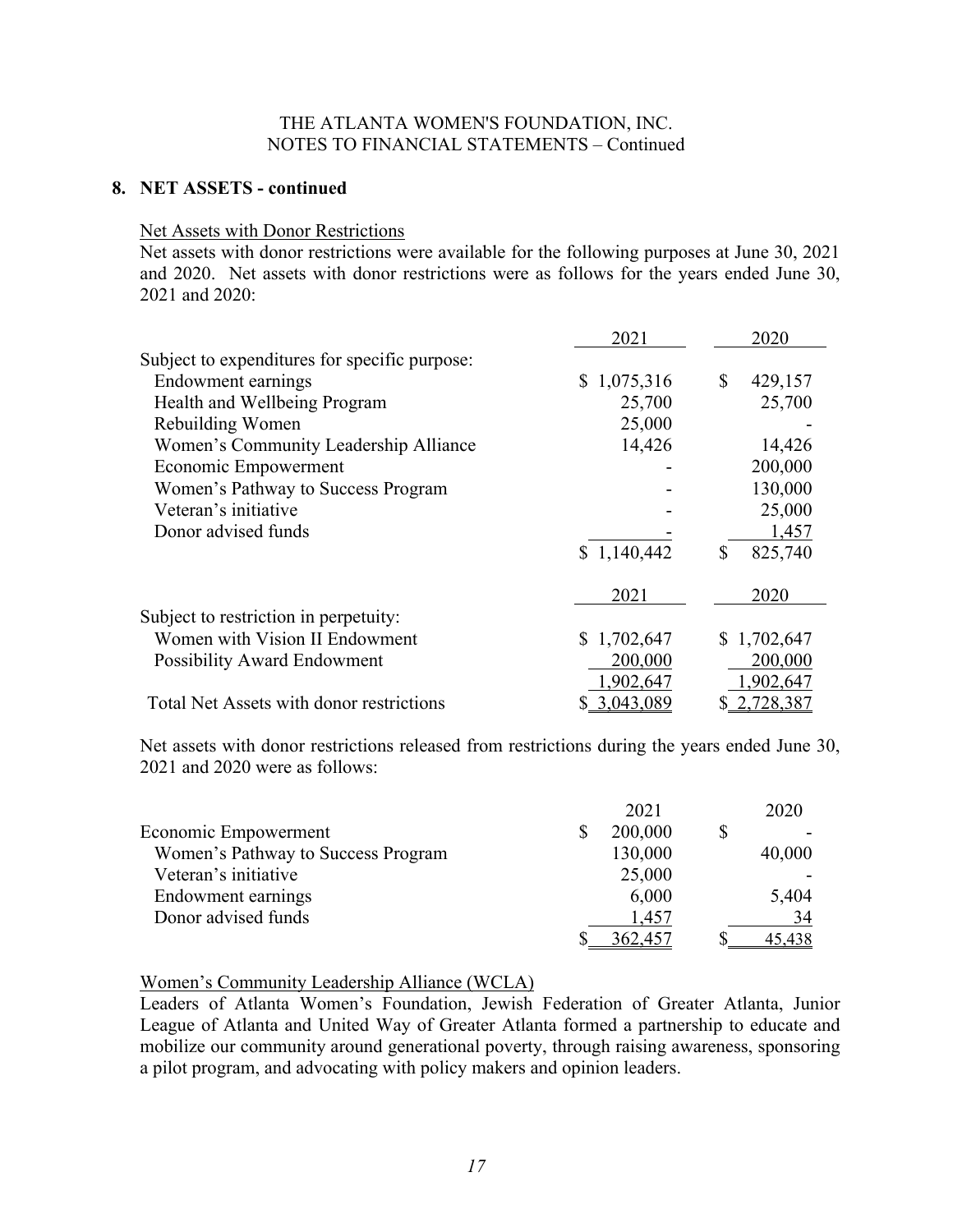## 8. NET ASSETS - continued

Net Assets with Donor Restrictions

Net assets with donor restrictions were available for the following purposes at June 30, 2021 and 2020. Net assets with donor restrictions were as follows for the years ended June 30, 2021 and 2020:

| | 2021 | 2020 |
|---|---|---|
| Subject to expenditures for specific purpose: | | |
| Endowment earnings | $ 1,075,316 | $ 429,157 |
| Health and Wellbeing Program | 25,700 | 25,700 |
| Rebuilding Women | 25,000 | - |
| Women's Community Leadership Alliance | 14,426 | 14,426 |
| Economic Empowerment | - | 200,000 |
| Women's Pathway to Success Program | - | 130,000 |
| Veteran's initiative | - | 25,000 |
| Donor advised funds | - | 1,457 |
| | $ 1,140,442 | $ 825,740 |

| | 2021 | 2020 |
|---|---|---|
| Subject to restriction in perpetuity: | | |
| Women with Vision II Endowment | $ 1,702,647 | $ 1,702,647 |
| Possibility Award Endowment | 200,000 | 200,000 |
| | 1,902,647 | 1,902,647 |
| Total Net Assets with donor restrictions | $ 3,043,089 | $ 2,728,387 |

Net assets with donor restrictions released from restrictions during the years ended June 30, 2021 and 2020 were as follows:

| | 2021 | 2020 |
|---|---|---|
| Economic Empowerment | $ 200,000 | $ - |
| Women's Pathway to Success Program | 130,000 | 40,000 |
| Veteran's initiative | 25,000 | - |
| Endowment earnings | 6,000 | 5,404 |
| Donor advised funds | 1,457 | 34 |
| | $ 362,457 | $ 45,438 |

Women's Community Leadership Alliance (WCLA)

Leaders of Atlanta Women's Foundation, Jewish Federation of Greater Atlanta, Junior League of Atlanta and United Way of Greater Atlanta formed a partnership to educate and mobilize our community around generational poverty, through raising awareness, sponsoring a pilot program, and advocating with policy makers and opinion leaders.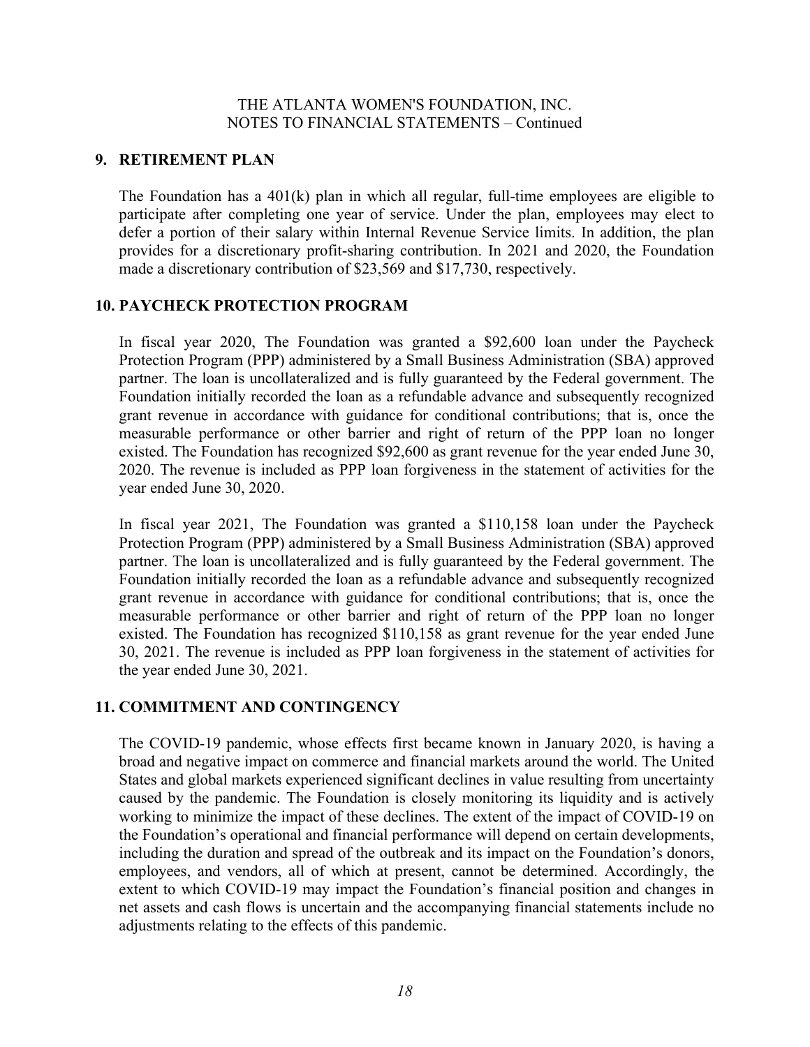## 9. RETIREMENT PLAN

The Foundation has a 401(k) plan in which all regular, full-time employees are eligible to participate after completing one year of service. Under the plan, employees may elect to defer a portion of their salary within Internal Revenue Service limits. In addition, the plan provides for a discretionary profit-sharing contribution. In 2021 and 2020, the Foundation made a discretionary contribution of $23,569 and $17,730, respectively.

## 10. PAYCHECK PROTECTION PROGRAM

In fiscal year 2020, The Foundation was granted a $92,600 loan under the Paycheck Protection Program (PPP) administered by a Small Business Administration (SBA) approved partner. The loan is uncollateralized and is fully guaranteed by the Federal government. The Foundation initially recorded the loan as a refundable advance and subsequently recognized grant revenue in accordance with guidance for conditional contributions; that is, once the measurable performance or other barrier and right of return of the PPP loan no longer existed. The Foundation has recognized $92,600 as grant revenue for the year ended June 30, 2020. The revenue is included as PPP loan forgiveness in the statement of activities for the year ended June 30, 2020.

In fiscal year 2021, The Foundation was granted a $110,158 loan under the Paycheck Protection Program (PPP) administered by a Small Business Administration (SBA) approved partner. The loan is uncollateralized and is fully guaranteed by the Federal government. The Foundation initially recorded the loan as a refundable advance and subsequently recognized grant revenue in accordance with guidance for conditional contributions; that is, once the measurable performance or other barrier and right of return of the PPP loan no longer existed. The Foundation has recognized $110,158 as grant revenue for the year ended June 30, 2021. The revenue is included as PPP loan forgiveness in the statement of activities for the year ended June 30, 2021.

## 11. COMMITMENT AND CONTINGENCY

The COVID-19 pandemic, whose effects first became known in January 2020, is having a broad and negative impact on commerce and financial markets around the world. The United States and global markets experienced significant declines in value resulting from uncertainty caused by the pandemic. The Foundation is closely monitoring its liquidity and is actively working to minimize the impact of these declines. The extent of the impact of COVID-19 on the Foundation's operational and financial performance will depend on certain developments, including the duration and spread of the outbreak and its impact on the Foundation's donors, employees, and vendors, all of which at present, cannot be determined. Accordingly, the extent to which COVID-19 may impact the Foundation's financial position and changes in net assets and cash flows is uncertain and the accompanying financial statements include no adjustments relating to the effects of this pandemic.